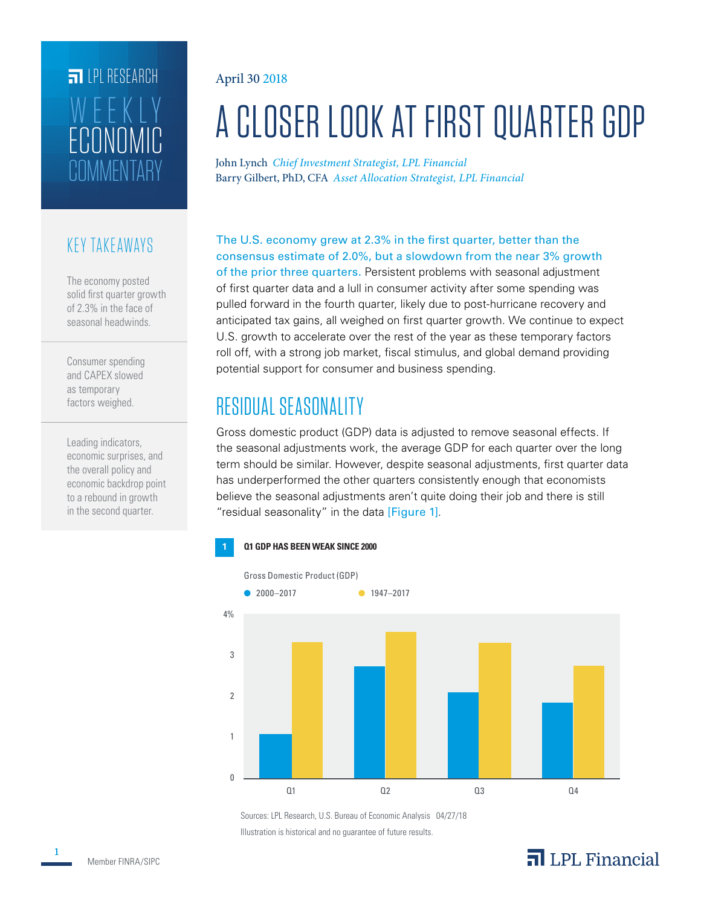LPL RESEARCH

# WEEKLY ECONOMIC COMMENTARY

April 30 2018

# A CLOSER LOOK AT FIRST QUARTER GDP

John Lynch *Chief Investment Strategist, LPL Financial*
Barry Gilbert, PhD, CFA *Asset Allocation Strategist, LPL Financial*

## KEY TAKEAWAYS

The economy posted solid first quarter growth of 2.3% in the face of seasonal headwinds.

Consumer spending and CAPEX slowed as temporary factors weighed.

Leading indicators, economic surprises, and the overall policy and economic backdrop point to a rebound in growth in the second quarter.

The U.S. economy grew at 2.3% in the first quarter, better than the consensus estimate of 2.0%, but a slowdown from the near 3% growth of the prior three quarters. Persistent problems with seasonal adjustment of first quarter data and a lull in consumer activity after some spending was pulled forward in the fourth quarter, likely due to post-hurricane recovery and anticipated tax gains, all weighed on first quarter growth. We continue to expect U.S. growth to accelerate over the rest of the year as these temporary factors roll off, with a strong job market, fiscal stimulus, and global demand providing potential support for consumer and business spending.

## RESIDUAL SEASONALITY

Gross domestic product (GDP) data is adjusted to remove seasonal effects. If the seasonal adjustments work, the average GDP for each quarter over the long term should be similar. However, despite seasonal adjustments, first quarter data has underperformed the other quarters consistently enough that economists believe the seasonal adjustments aren't quite doing their job and there is still "residual seasonality" in the data [Figure 1].

**1 Q1 GDP HAS BEEN WEAK SINCE 2000**

Gross Domestic Product (GDP)

| Quarter | 2000–2017 | 1947–2017 |
|---|---|---|
| Q1 | ~1.1% | ~3.3% |
| Q2 | ~2.7% | ~3.6% |
| Q3 | ~2.1% | ~3.3% |
| Q4 | ~1.8% | ~2.7% |

Sources: LPL Research, U.S. Bureau of Economic Analysis 04/27/18

Illustration is historical and no guarantee of future results.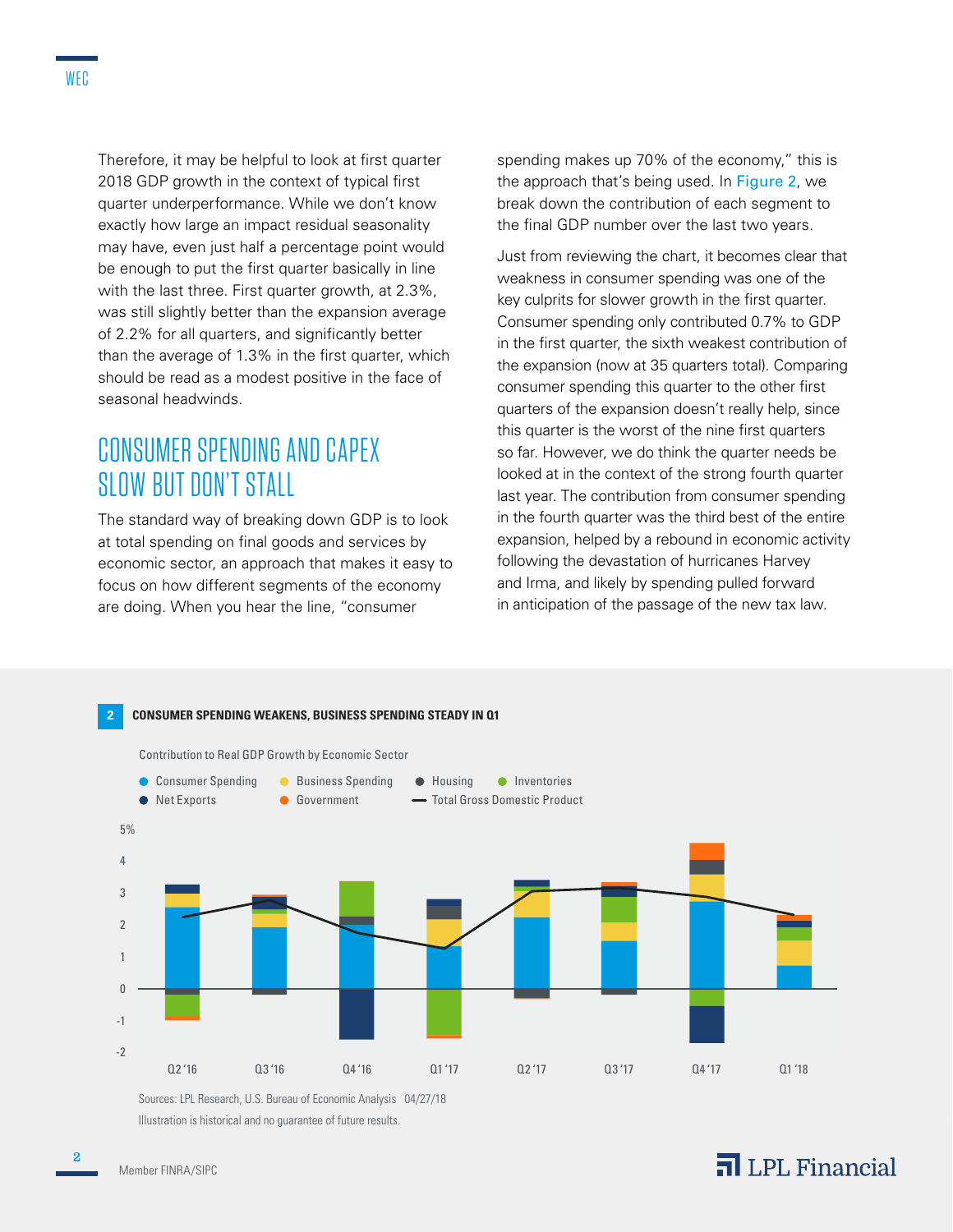Therefore, it may be helpful to look at first quarter 2018 GDP growth in the context of typical first quarter underperformance. While we don't know exactly how large an impact residual seasonality may have, even just half a percentage point would be enough to put the first quarter basically in line with the last three. First quarter growth, at 2.3%, was still slightly better than the expansion average of 2.2% for all quarters, and significantly better than the average of 1.3% in the first quarter, which should be read as a modest positive in the face of seasonal headwinds.

## CONSUMER SPENDING AND CAPEX SLOW BUT DON'T STALL

The standard way of breaking down GDP is to look at total spending on final goods and services by economic sector, an approach that makes it easy to focus on how different segments of the economy are doing. When you hear the line, "consumer spending makes up 70% of the economy," this is the approach that's being used. In Figure 2, we break down the contribution of each segment to the final GDP number over the last two years.

Just from reviewing the chart, it becomes clear that weakness in consumer spending was one of the key culprits for slower growth in the first quarter. Consumer spending only contributed 0.7% to GDP in the first quarter, the sixth weakest contribution of the expansion (now at 35 quarters total). Comparing consumer spending this quarter to the other first quarters of the expansion doesn't really help, since this quarter is the worst of the nine first quarters so far. However, we do think the quarter needs be looked at in the context of the strong fourth quarter last year. The contribution from consumer spending in the fourth quarter was the third best of the entire expansion, helped by a rebound in economic activity following the devastation of hurricanes Harvey and Irma, and likely by spending pulled forward in anticipation of the passage of the new tax law.

**2 CONSUMER SPENDING WEAKENS, BUSINESS SPENDING STEADY IN Q1**

Contribution to Real GDP Growth by Economic Sector

Sources: LPL Research, U.S. Bureau of Economic Analysis 04/27/18

Illustration is historical and no guarantee of future results.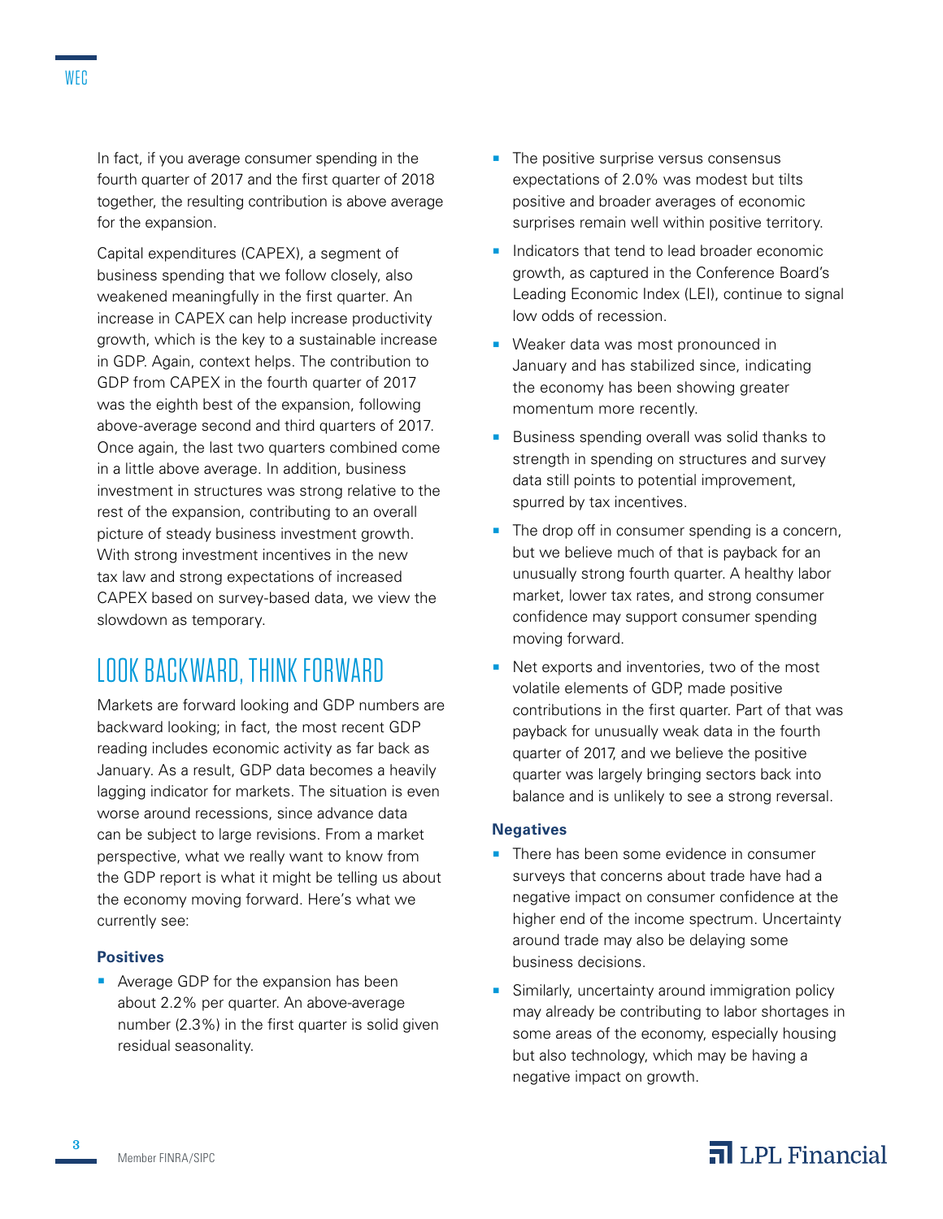In fact, if you average consumer spending in the fourth quarter of 2017 and the first quarter of 2018 together, the resulting contribution is above average for the expansion.

Capital expenditures (CAPEX), a segment of business spending that we follow closely, also weakened meaningfully in the first quarter. An increase in CAPEX can help increase productivity growth, which is the key to a sustainable increase in GDP. Again, context helps. The contribution to GDP from CAPEX in the fourth quarter of 2017 was the eighth best of the expansion, following above-average second and third quarters of 2017. Once again, the last two quarters combined come in a little above average. In addition, business investment in structures was strong relative to the rest of the expansion, contributing to an overall picture of steady business investment growth. With strong investment incentives in the new tax law and strong expectations of increased CAPEX based on survey-based data, we view the slowdown as temporary.

## LOOK BACKWARD, THINK FORWARD

Markets are forward looking and GDP numbers are backward looking; in fact, the most recent GDP reading includes economic activity as far back as January. As a result, GDP data becomes a heavily lagging indicator for markets. The situation is even worse around recessions, since advance data can be subject to large revisions. From a market perspective, what we really want to know from the GDP report is what it might be telling us about the economy moving forward. Here's what we currently see:

### Positives

- Average GDP for the expansion has been about 2.2% per quarter. An above-average number (2.3%) in the first quarter is solid given residual seasonality.
- The positive surprise versus consensus expectations of 2.0% was modest but tilts positive and broader averages of economic surprises remain well within positive territory.
- Indicators that tend to lead broader economic growth, as captured in the Conference Board's Leading Economic Index (LEI), continue to signal low odds of recession.
- Weaker data was most pronounced in January and has stabilized since, indicating the economy has been showing greater momentum more recently.
- Business spending overall was solid thanks to strength in spending on structures and survey data still points to potential improvement, spurred by tax incentives.
- The drop off in consumer spending is a concern, but we believe much of that is payback for an unusually strong fourth quarter. A healthy labor market, lower tax rates, and strong consumer confidence may support consumer spending moving forward.
- Net exports and inventories, two of the most volatile elements of GDP, made positive contributions in the first quarter. Part of that was payback for unusually weak data in the fourth quarter of 2017, and we believe the positive quarter was largely bringing sectors back into balance and is unlikely to see a strong reversal.

### Negatives

- There has been some evidence in consumer surveys that concerns about trade have had a negative impact on consumer confidence at the higher end of the income spectrum. Uncertainty around trade may also be delaying some business decisions.
- Similarly, uncertainty around immigration policy may already be contributing to labor shortages in some areas of the economy, especially housing but also technology, which may be having a negative impact on growth.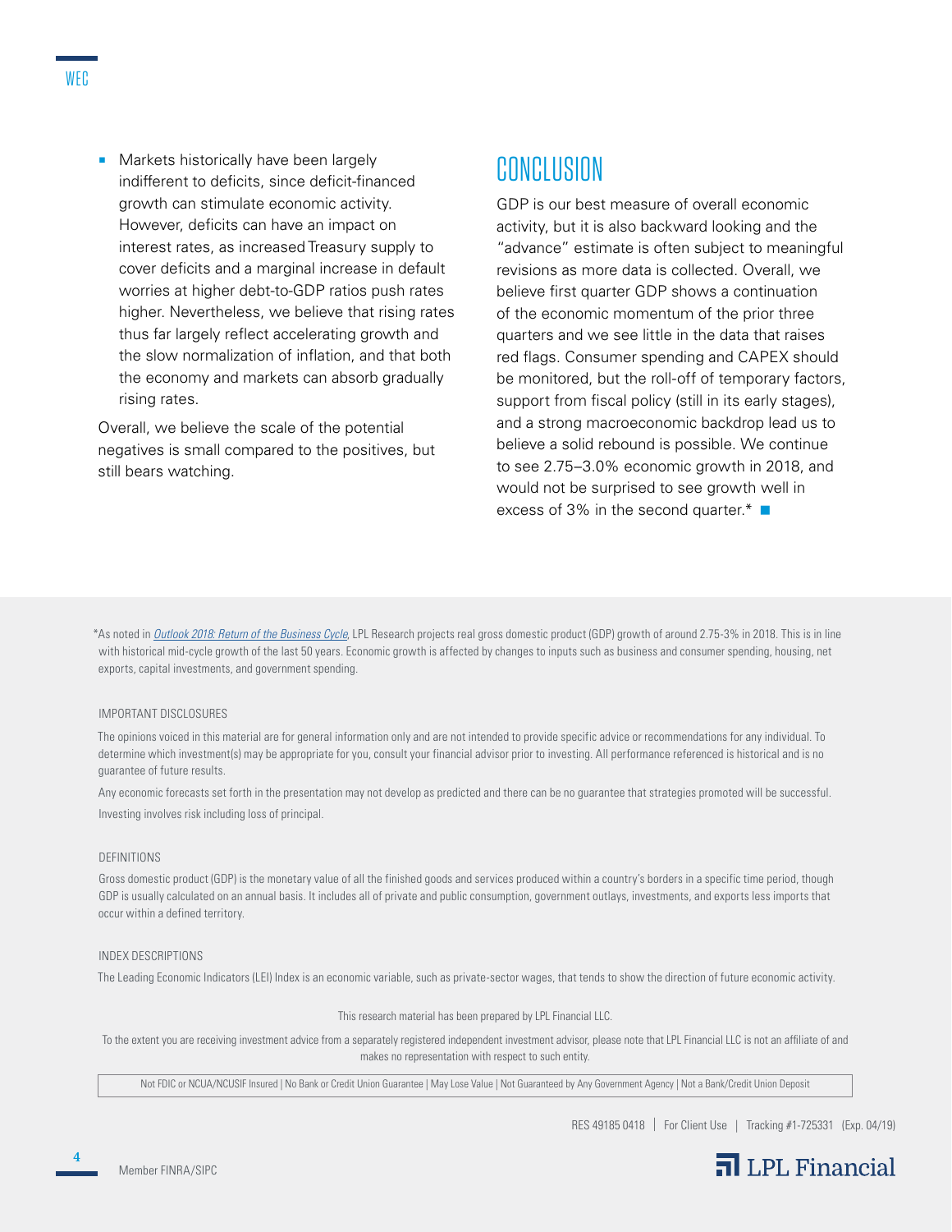- Markets historically have been largely indifferent to deficits, since deficit-financed growth can stimulate economic activity. However, deficits can have an impact on interest rates, as increased Treasury supply to cover deficits and a marginal increase in default worries at higher debt-to-GDP ratios push rates higher. Nevertheless, we believe that rising rates thus far largely reflect accelerating growth and the slow normalization of inflation, and that both the economy and markets can absorb gradually rising rates.

Overall, we believe the scale of the potential negatives is small compared to the positives, but still bears watching.

## CONCLUSION

GDP is our best measure of overall economic activity, but it is also backward looking and the "advance" estimate is often subject to meaningful revisions as more data is collected. Overall, we believe first quarter GDP shows a continuation of the economic momentum of the prior three quarters and we see little in the data that raises red flags. Consumer spending and CAPEX should be monitored, but the roll-off of temporary factors, support from fiscal policy (still in its early stages), and a strong macroeconomic backdrop lead us to believe a solid rebound is possible. We continue to see 2.75–3.0% economic growth in 2018, and would not be surprised to see growth well in excess of 3% in the second quarter.*

*As noted in *Outlook 2018: Return of the Business Cycle*, LPL Research projects real gross domestic product (GDP) growth of around 2.75-3% in 2018. This is in line with historical mid-cycle growth of the last 50 years. Economic growth is affected by changes to inputs such as business and consumer spending, housing, net exports, capital investments, and government spending.

IMPORTANT DISCLOSURES

The opinions voiced in this material are for general information only and are not intended to provide specific advice or recommendations for any individual. To determine which investment(s) may be appropriate for you, consult your financial advisor prior to investing. All performance referenced is historical and is no guarantee of future results.

Any economic forecasts set forth in the presentation may not develop as predicted and there can be no guarantee that strategies promoted will be successful.

Investing involves risk including loss of principal.

DEFINITIONS

Gross domestic product (GDP) is the monetary value of all the finished goods and services produced within a country's borders in a specific time period, though GDP is usually calculated on an annual basis. It includes all of private and public consumption, government outlays, investments, and exports less imports that occur within a defined territory.

INDEX DESCRIPTIONS

The Leading Economic Indicators (LEI) Index is an economic variable, such as private-sector wages, that tends to show the direction of future economic activity.

This research material has been prepared by LPL Financial LLC.

To the extent you are receiving investment advice from a separately registered independent investment advisor, please note that LPL Financial LLC is not an affiliate of and makes no representation with respect to such entity.

Not FDIC or NCUA/NCUSIF Insured | No Bank or Credit Union Guarantee | May Lose Value | Not Guaranteed by Any Government Agency | Not a Bank/Credit Union Deposit

RES 49185 0418 | For Client Use | Tracking #1-725331 (Exp. 04/19)

Member FINRA/SIPC

LPL Financial